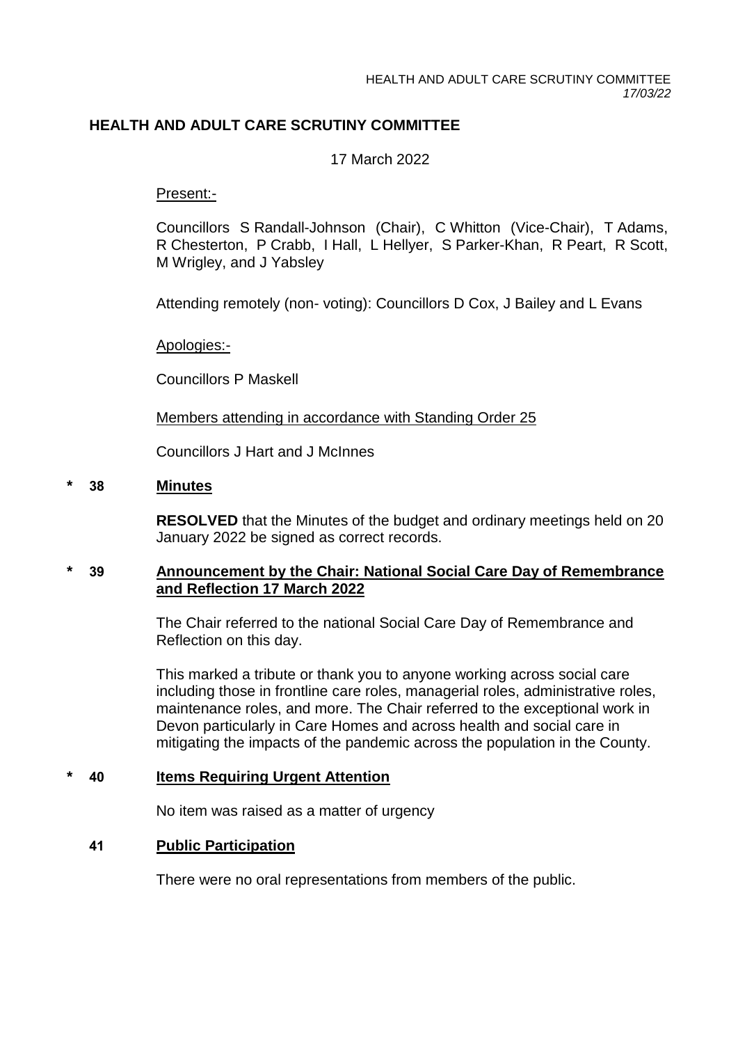# HEALTH AND ADULT CARE SCRUTINY COMMITTEE

17 March 2022

Present:-

Councillors S Randall-Johnson (Chair), C Whitton (Vice-Chair), T Adams, R Chesterton, P Crabb, I Hall, L Hellyer, S Parker-Khan, R Peart, R Scott, M Wrigley, and J Yabsley

Attending remotely (non- voting): Councillors D Cox, J Bailey and L Evans

Apologies:-

Councillors P Maskell

Members attending in accordance with Standing Order 25

Councillors J Hart and J McInnes

## * 38 Minutes

**RESOLVED** that the Minutes of the budget and ordinary meetings held on 20 January 2022 be signed as correct records.

## * 39 Announcement by the Chair: National Social Care Day of Remembrance and Reflection 17 March 2022

The Chair referred to the national Social Care Day of Remembrance and Reflection on this day.

This marked a tribute or thank you to anyone working across social care including those in frontline care roles, managerial roles, administrative roles, maintenance roles, and more. The Chair referred to the exceptional work in Devon particularly in Care Homes and across health and social care in mitigating the impacts of the pandemic across the population in the County.

## * 40 Items Requiring Urgent Attention

No item was raised as a matter of urgency

## 41 Public Participation

There were no oral representations from members of the public.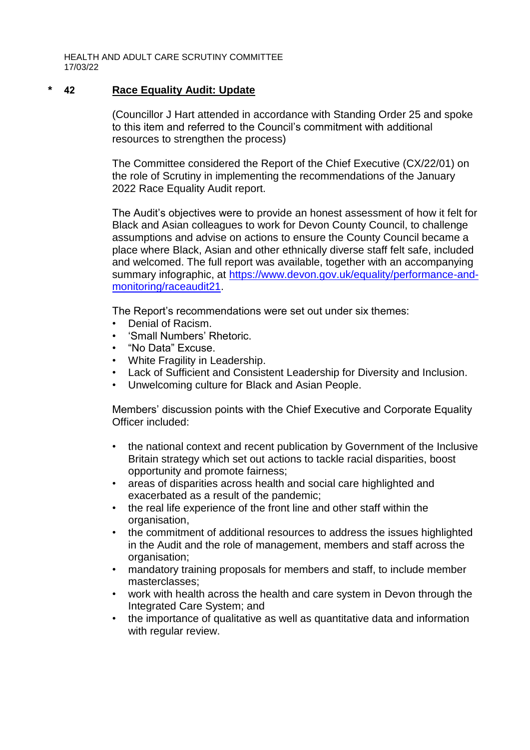HEALTH AND ADULT CARE SCRUTINY COMMITTEE
17/03/22

## * 42 Race Equality Audit: Update

(Councillor J Hart attended in accordance with Standing Order 25 and spoke to this item and referred to the Council's commitment with additional resources to strengthen the process)

The Committee considered the Report of the Chief Executive (CX/22/01) on the role of Scrutiny in implementing the recommendations of the January 2022 Race Equality Audit report.

The Audit's objectives were to provide an honest assessment of how it felt for Black and Asian colleagues to work for Devon County Council, to challenge assumptions and advise on actions to ensure the County Council became a place where Black, Asian and other ethnically diverse staff felt safe, included and welcomed. The full report was available, together with an accompanying summary infographic, at [https://www.devon.gov.uk/equality/performance-and-monitoring/raceaudit21](https://www.devon.gov.uk/equality/performance-and-monitoring/raceaudit21).

The Report's recommendations were set out under six themes:

- Denial of Racism.
- 'Small Numbers' Rhetoric.
- "No Data" Excuse.
- White Fragility in Leadership.
- Lack of Sufficient and Consistent Leadership for Diversity and Inclusion.
- Unwelcoming culture for Black and Asian People.

Members' discussion points with the Chief Executive and Corporate Equality Officer included:

- the national context and recent publication by Government of the Inclusive Britain strategy which set out actions to tackle racial disparities, boost opportunity and promote fairness;
- areas of disparities across health and social care highlighted and exacerbated as a result of the pandemic;
- the real life experience of the front line and other staff within the organisation,
- the commitment of additional resources to address the issues highlighted in the Audit and the role of management, members and staff across the organisation;
- mandatory training proposals for members and staff, to include member masterclasses;
- work with health across the health and care system in Devon through the Integrated Care System; and
- the importance of qualitative as well as quantitative data and information with regular review.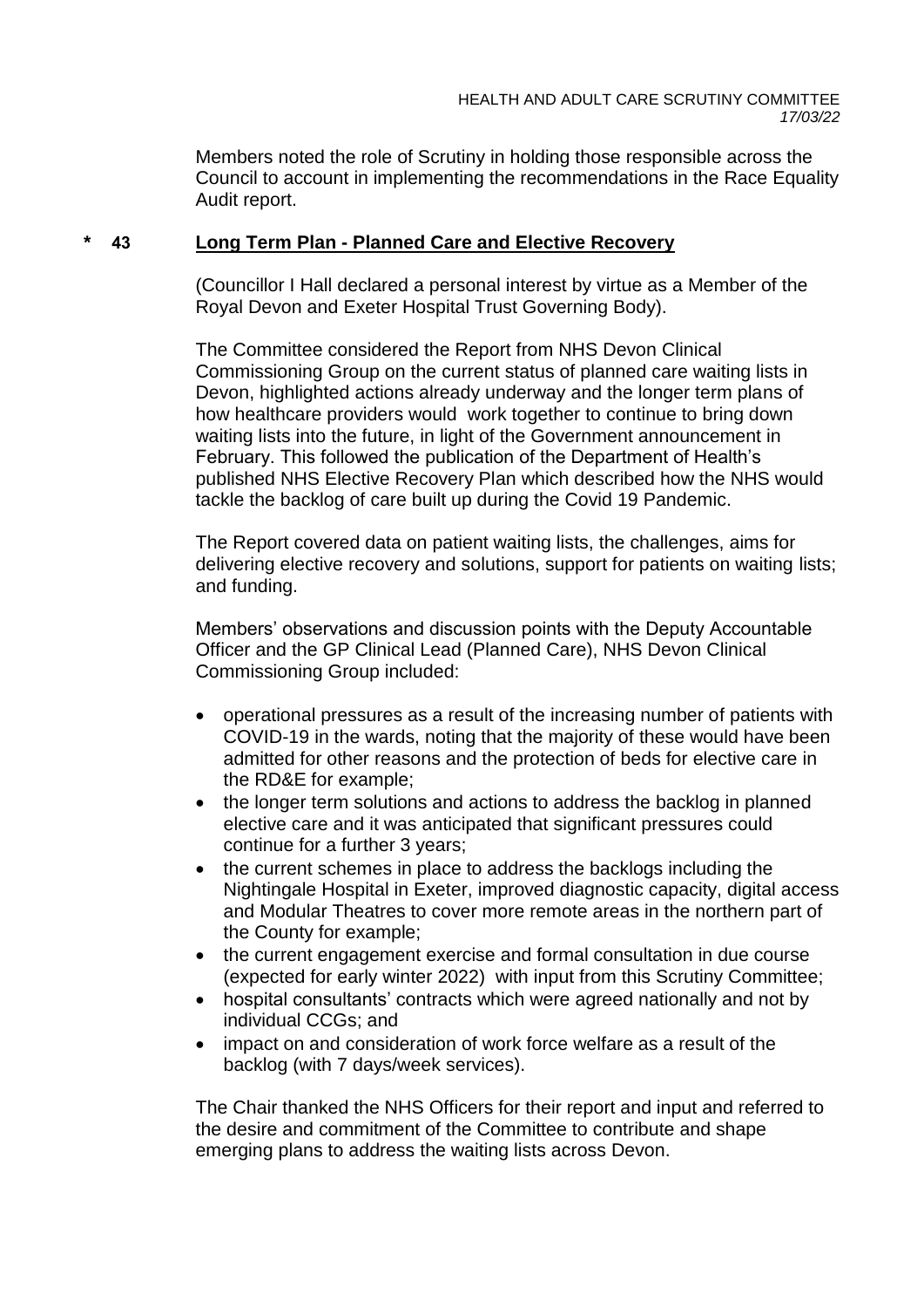Members noted the role of Scrutiny in holding those responsible across the Council to account in implementing the recommendations in the Race Equality Audit report.

## * 43 Long Term Plan - Planned Care and Elective Recovery

(Councillor I Hall declared a personal interest by virtue as a Member of the Royal Devon and Exeter Hospital Trust Governing Body).

The Committee considered the Report from NHS Devon Clinical Commissioning Group on the current status of planned care waiting lists in Devon, highlighted actions already underway and the longer term plans of how healthcare providers would work together to continue to bring down waiting lists into the future, in light of the Government announcement in February. This followed the publication of the Department of Health's published NHS Elective Recovery Plan which described how the NHS would tackle the backlog of care built up during the Covid 19 Pandemic.

The Report covered data on patient waiting lists, the challenges, aims for delivering elective recovery and solutions, support for patients on waiting lists; and funding.

Members' observations and discussion points with the Deputy Accountable Officer and the GP Clinical Lead (Planned Care), NHS Devon Clinical Commissioning Group included:

- operational pressures as a result of the increasing number of patients with COVID-19 in the wards, noting that the majority of these would have been admitted for other reasons and the protection of beds for elective care in the RD&E for example;
- the longer term solutions and actions to address the backlog in planned elective care and it was anticipated that significant pressures could continue for a further 3 years;
- the current schemes in place to address the backlogs including the Nightingale Hospital in Exeter, improved diagnostic capacity, digital access and Modular Theatres to cover more remote areas in the northern part of the County for example;
- the current engagement exercise and formal consultation in due course (expected for early winter 2022) with input from this Scrutiny Committee;
- hospital consultants' contracts which were agreed nationally and not by individual CCGs; and
- impact on and consideration of work force welfare as a result of the backlog (with 7 days/week services).

The Chair thanked the NHS Officers for their report and input and referred to the desire and commitment of the Committee to contribute and shape emerging plans to address the waiting lists across Devon.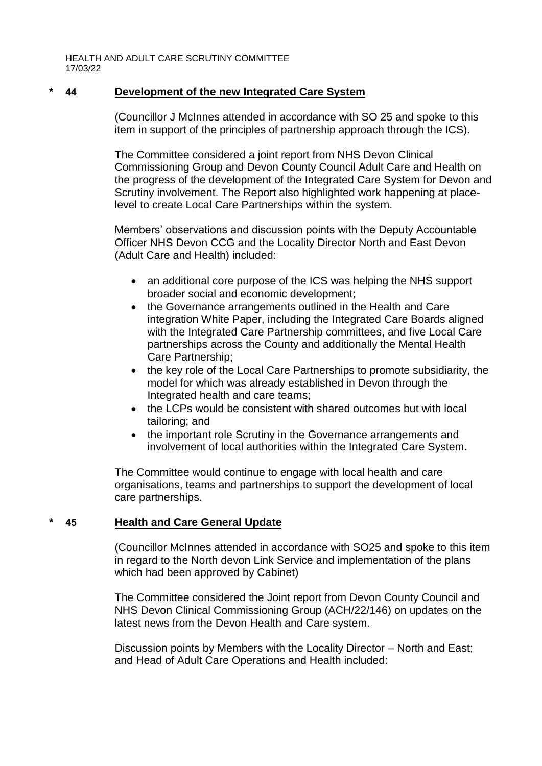**\* 44 Development of the new Integrated Care System**

(Councillor J McInnes attended in accordance with SO 25 and spoke to this item in support of the principles of partnership approach through the ICS).

The Committee considered a joint report from NHS Devon Clinical Commissioning Group and Devon County Council Adult Care and Health on the progress of the development of the Integrated Care System for Devon and Scrutiny involvement. The Report also highlighted work happening at place-level to create Local Care Partnerships within the system.

Members' observations and discussion points with the Deputy Accountable Officer NHS Devon CCG and the Locality Director North and East Devon (Adult Care and Health) included:

- an additional core purpose of the ICS was helping the NHS support broader social and economic development;
- the Governance arrangements outlined in the Health and Care integration White Paper, including the Integrated Care Boards aligned with the Integrated Care Partnership committees, and five Local Care partnerships across the County and additionally the Mental Health Care Partnership;
- the key role of the Local Care Partnerships to promote subsidiarity, the model for which was already established in Devon through the Integrated health and care teams;
- the LCPs would be consistent with shared outcomes but with local tailoring; and
- the important role Scrutiny in the Governance arrangements and involvement of local authorities within the Integrated Care System.

The Committee would continue to engage with local health and care organisations, teams and partnerships to support the development of local care partnerships.

**\* 45 Health and Care General Update**

(Councillor McInnes attended in accordance with SO25 and spoke to this item in regard to the North devon Link Service and implementation of the plans which had been approved by Cabinet)

The Committee considered the Joint report from Devon County Council and NHS Devon Clinical Commissioning Group (ACH/22/146) on updates on the latest news from the Devon Health and Care system.

Discussion points by Members with the Locality Director – North and East; and Head of Adult Care Operations and Health included: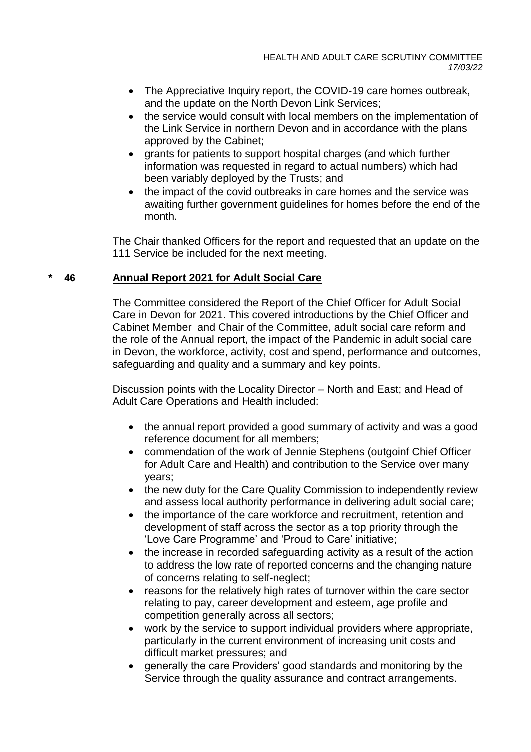- The Appreciative Inquiry report, the COVID-19 care homes outbreak, and the update on the North Devon Link Services;
- the service would consult with local members on the implementation of the Link Service in northern Devon and in accordance with the plans approved by the Cabinet;
- grants for patients to support hospital charges (and which further information was requested in regard to actual numbers) which had been variably deployed by the Trusts; and
- the impact of the covid outbreaks in care homes and the service was awaiting further government guidelines for homes before the end of the month.

The Chair thanked Officers for the report and requested that an update on the 111 Service be included for the next meeting.

## * 46 Annual Report 2021 for Adult Social Care

The Committee considered the Report of the Chief Officer for Adult Social Care in Devon for 2021. This covered introductions by the Chief Officer and Cabinet Member and Chair of the Committee, adult social care reform and the role of the Annual report, the impact of the Pandemic in adult social care in Devon, the workforce, activity, cost and spend, performance and outcomes, safeguarding and quality and a summary and key points.

Discussion points with the Locality Director – North and East; and Head of Adult Care Operations and Health included:

- the annual report provided a good summary of activity and was a good reference document for all members;
- commendation of the work of Jennie Stephens (outgoinf Chief Officer for Adult Care and Health) and contribution to the Service over many years;
- the new duty for the Care Quality Commission to independently review and assess local authority performance in delivering adult social care;
- the importance of the care workforce and recruitment, retention and development of staff across the sector as a top priority through the 'Love Care Programme' and 'Proud to Care' initiative;
- the increase in recorded safeguarding activity as a result of the action to address the low rate of reported concerns and the changing nature of concerns relating to self-neglect;
- reasons for the relatively high rates of turnover within the care sector relating to pay, career development and esteem, age profile and competition generally across all sectors;
- work by the service to support individual providers where appropriate, particularly in the current environment of increasing unit costs and difficult market pressures; and
- generally the care Providers' good standards and monitoring by the Service through the quality assurance and contract arrangements.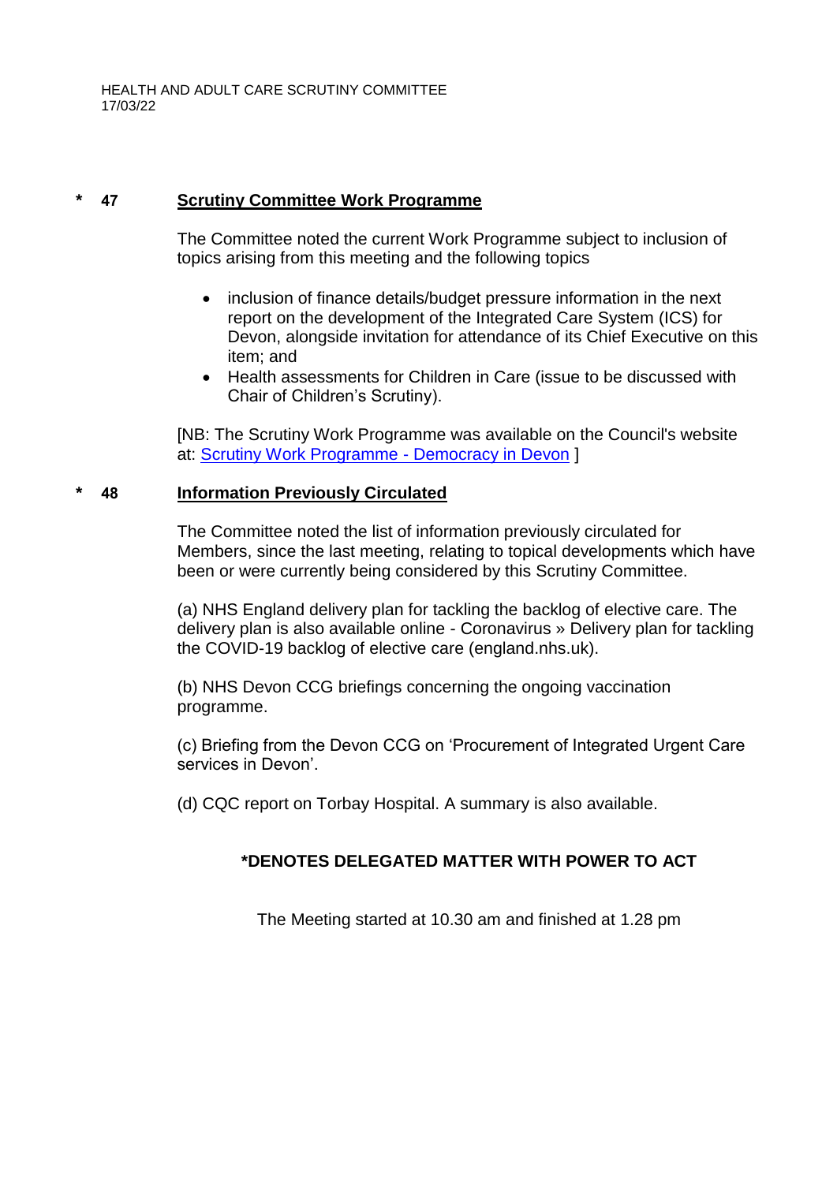**\* 47 Scrutiny Committee Work Programme**

The Committee noted the current Work Programme subject to inclusion of topics arising from this meeting and the following topics

- inclusion of finance details/budget pressure information in the next report on the development of the Integrated Care System (ICS) for Devon, alongside invitation for attendance of its Chief Executive on this item; and
- Health assessments for Children in Care (issue to be discussed with Chair of Children's Scrutiny).

[NB: The Scrutiny Work Programme was available on the Council's website at: Scrutiny Work Programme - Democracy in Devon ]

**\* 48 Information Previously Circulated**

The Committee noted the list of information previously circulated for Members, since the last meeting, relating to topical developments which have been or were currently being considered by this Scrutiny Committee.

(a) NHS England delivery plan for tackling the backlog of elective care. The delivery plan is also available online - Coronavirus » Delivery plan for tackling the COVID-19 backlog of elective care (england.nhs.uk).

(b) NHS Devon CCG briefings concerning the ongoing vaccination programme.

(c) Briefing from the Devon CCG on 'Procurement of Integrated Urgent Care services in Devon'.

(d) CQC report on Torbay Hospital. A summary is also available.

**\*DENOTES DELEGATED MATTER WITH POWER TO ACT**

The Meeting started at 10.30 am and finished at 1.28 pm